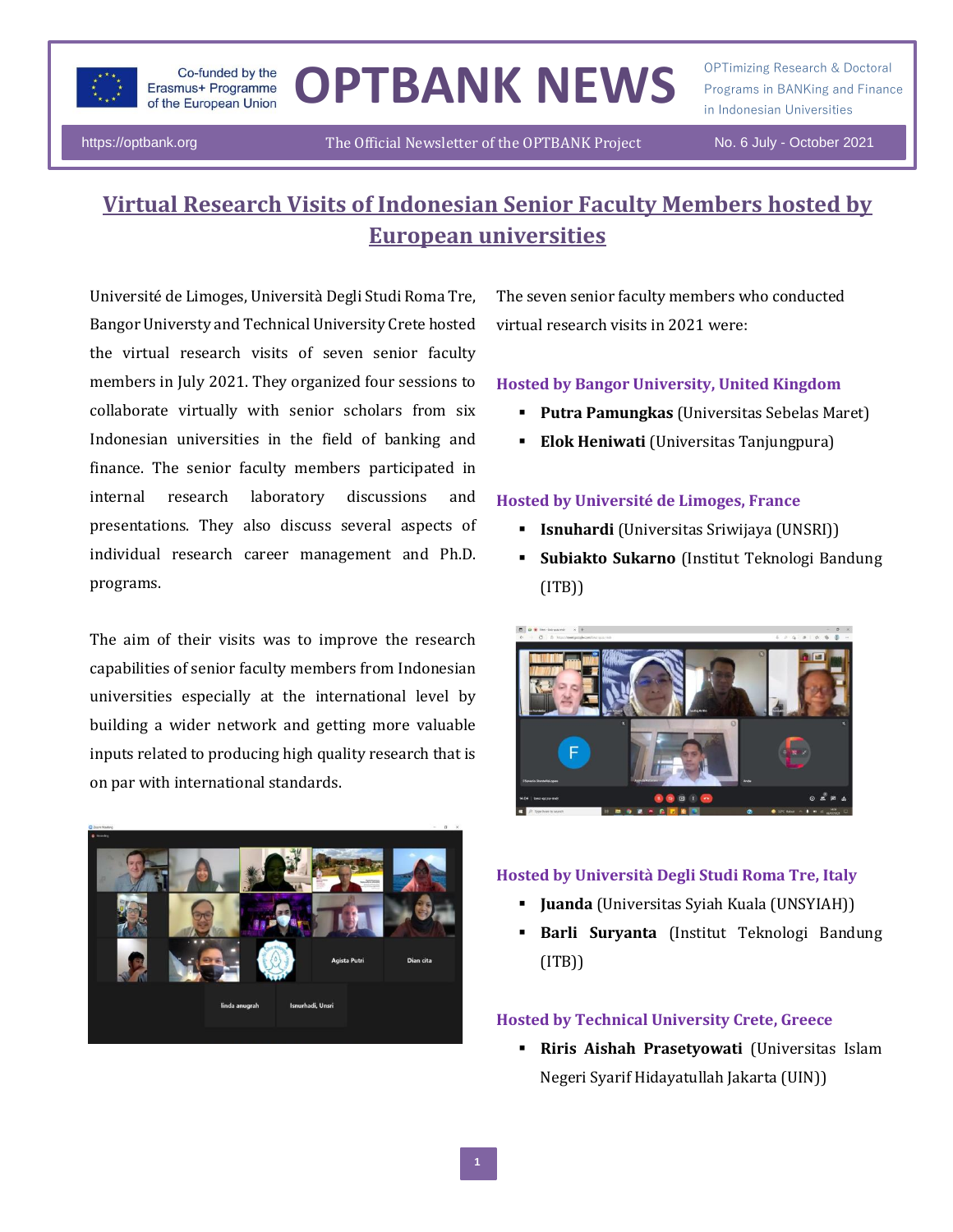# OPTBANK NEWS

Co-funded by the Erasmus+ Programme of the European Union

OPTimizing Research & Doctoral Programs in BANKing and Finance in Indonesian Universities

https://optbank.org | The Official Newsletter of the OPTBANK Project | No. 6 July - October 2021

## Virtual Research Visits of Indonesian Senior Faculty Members hosted by European universities

Université de Limoges, Università Degli Studi Roma Tre, Bangor Universty and Technical University Crete hosted the virtual research visits of seven senior faculty members in July 2021. They organized four sessions to collaborate virtually with senior scholars from six Indonesian universities in the field of banking and finance. The senior faculty members participated in internal research laboratory discussions and presentations. They also discuss several aspects of individual research career management and Ph.D. programs.

The aim of their visits was to improve the research capabilities of senior faculty members from Indonesian universities especially at the international level by building a wider network and getting more valuable inputs related to producing high quality research that is on par with international standards.

The seven senior faculty members who conducted virtual research visits in 2021 were:

### Hosted by Bangor University, United Kingdom

- **Putra Pamungkas** (Universitas Sebelas Maret)
- **Elok Heniwati** (Universitas Tanjungpura)

### Hosted by Université de Limoges, France

- **Isnuhardi** (Universitas Sriwijaya (UNSRI))
- **Subiakto Sukarno** (Institut Teknologi Bandung (ITB))

### Hosted by Università Degli Studi Roma Tre, Italy

- **Juanda** (Universitas Syiah Kuala (UNSYIAH))
- **Barli Suryanta** (Institut Teknologi Bandung (ITB))

### Hosted by Technical University Crete, Greece

- **Riris Aishah Prasetyowati** (Universitas Islam Negeri Syarif Hidayatullah Jakarta (UIN))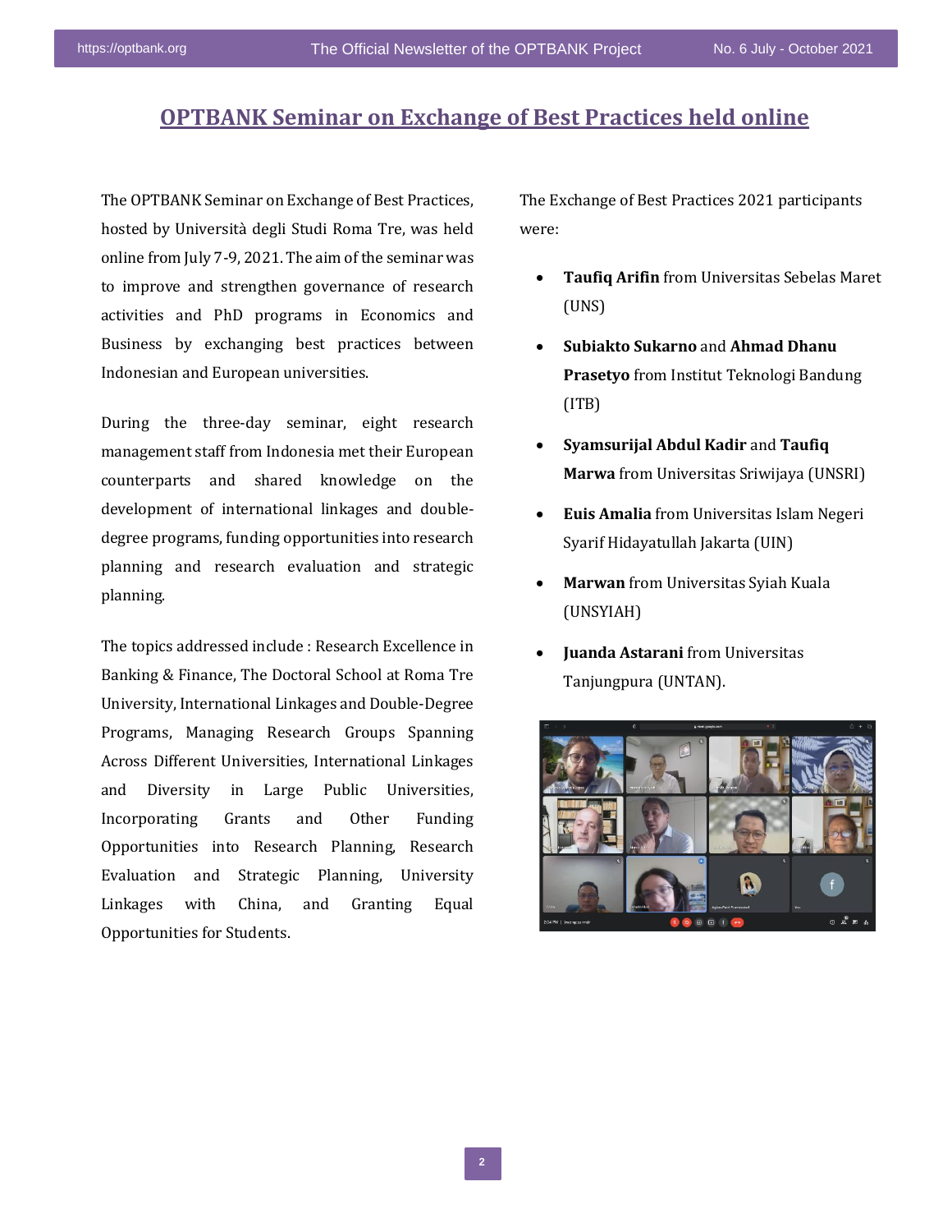# OPTBANK Seminar on Exchange of Best Practices held online

The OPTBANK Seminar on Exchange of Best Practices, hosted by Università degli Studi Roma Tre, was held online from July 7-9, 2021. The aim of the seminar was to improve and strengthen governance of research activities and PhD programs in Economics and Business by exchanging best practices between Indonesian and European universities.

During the three-day seminar, eight research management staff from Indonesia met their European counterparts and shared knowledge on the development of international linkages and double-degree programs, funding opportunities into research planning and research evaluation and strategic planning.

The topics addressed include : Research Excellence in Banking & Finance, The Doctoral School at Roma Tre University, International Linkages and Double-Degree Programs, Managing Research Groups Spanning Across Different Universities, International Linkages and Diversity in Large Public Universities, Incorporating Grants and Other Funding Opportunities into Research Planning, Research Evaluation and Strategic Planning, University Linkages with China, and Granting Equal Opportunities for Students.

The Exchange of Best Practices 2021 participants were:

- **Taufiq Arifin** from Universitas Sebelas Maret (UNS)
- **Subiakto Sukarno** and **Ahmad Dhanu Prasetyo** from Institut Teknologi Bandung (ITB)
- **Syamsurijal Abdul Kadir** and **Taufiq Marwa** from Universitas Sriwijaya (UNSRI)
- **Euis Amalia** from Universitas Islam Negeri Syarif Hidayatullah Jakarta (UIN)
- **Marwan** from Universitas Syiah Kuala (UNSYIAH)
- **Juanda Astarani** from Universitas Tanjungpura (UNTAN).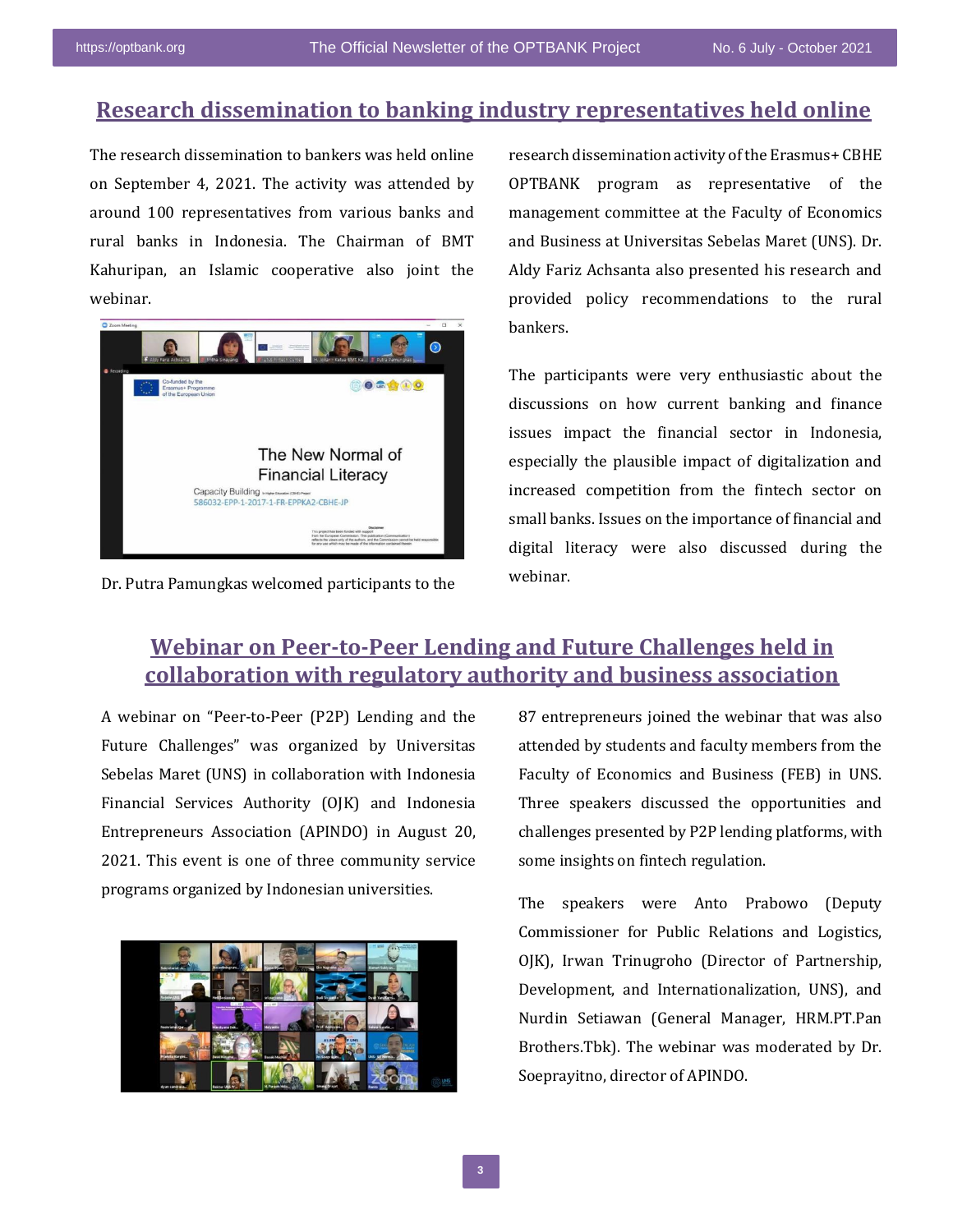## Research dissemination to banking industry representatives held online

The research dissemination to bankers was held online on September 4, 2021. The activity was attended by around 100 representatives from various banks and rural banks in Indonesia. The Chairman of BMT Kahuripan, an Islamic cooperative also joint the webinar.

Dr. Putra Pamungkas welcomed participants to the research dissemination activity of the Erasmus+ CBHE OPTBANK program as representative of the management committee at the Faculty of Economics and Business at Universitas Sebelas Maret (UNS). Dr. Aldy Fariz Achsanta also presented his research and provided policy recommendations to the rural bankers.

The participants were very enthusiastic about the discussions on how current banking and finance issues impact the financial sector in Indonesia, especially the plausible impact of digitalization and increased competition from the fintech sector on small banks. Issues on the importance of financial and digital literacy were also discussed during the webinar.

## Webinar on Peer-to-Peer Lending and Future Challenges held in collaboration with regulatory authority and business association

A webinar on "Peer-to-Peer (P2P) Lending and the Future Challenges" was organized by Universitas Sebelas Maret (UNS) in collaboration with Indonesia Financial Services Authority (OJK) and Indonesia Entrepreneurs Association (APINDO) in August 20, 2021. This event is one of three community service programs organized by Indonesian universities.

87 entrepreneurs joined the webinar that was also attended by students and faculty members from the Faculty of Economics and Business (FEB) in UNS. Three speakers discussed the opportunities and challenges presented by P2P lending platforms, with some insights on fintech regulation.

The speakers were Anto Prabowo (Deputy Commissioner for Public Relations and Logistics, OJK), Irwan Trinugroho (Director of Partnership, Development, and Internationalization, UNS), and Nurdin Setiawan (General Manager, HRM.PT.Pan Brothers.Tbk). The webinar was moderated by Dr. Soeprayitno, director of APINDO.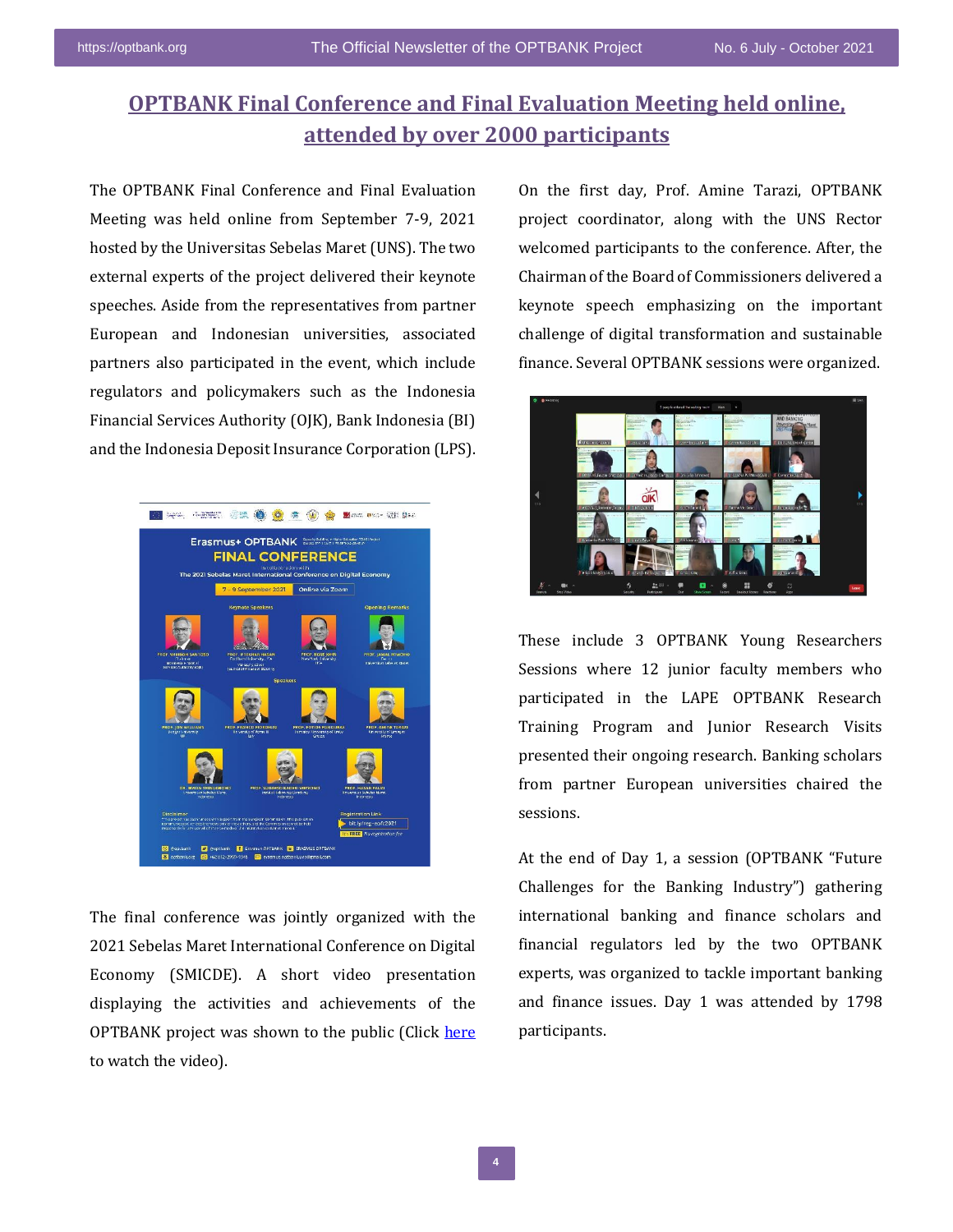# OPTBANK Final Conference and Final Evaluation Meeting held online, attended by over 2000 participants

The OPTBANK Final Conference and Final Evaluation Meeting was held online from September 7-9, 2021 hosted by the Universitas Sebelas Maret (UNS). The two external experts of the project delivered their keynote speeches. Aside from the representatives from partner European and Indonesian universities, associated partners also participated in the event, which include regulators and policymakers such as the Indonesia Financial Services Authority (OJK), Bank Indonesia (BI) and the Indonesia Deposit Insurance Corporation (LPS).

The final conference was jointly organized with the 2021 Sebelas Maret International Conference on Digital Economy (SMICDE). A short video presentation displaying the activities and achievements of the OPTBANK project was shown to the public (Click here to watch the video).

On the first day, Prof. Amine Tarazi, OPTBANK project coordinator, along with the UNS Rector welcomed participants to the conference. After, the Chairman of the Board of Commissioners delivered a keynote speech emphasizing on the important challenge of digital transformation and sustainable finance. Several OPTBANK sessions were organized.

These include 3 OPTBANK Young Researchers Sessions where 12 junior faculty members who participated in the LAPE OPTBANK Research Training Program and Junior Research Visits presented their ongoing research. Banking scholars from partner European universities chaired the sessions.

At the end of Day 1, a session (OPTBANK "Future Challenges for the Banking Industry") gathering international banking and finance scholars and financial regulators led by the two OPTBANK experts, was organized to tackle important banking and finance issues. Day 1 was attended by 1798 participants.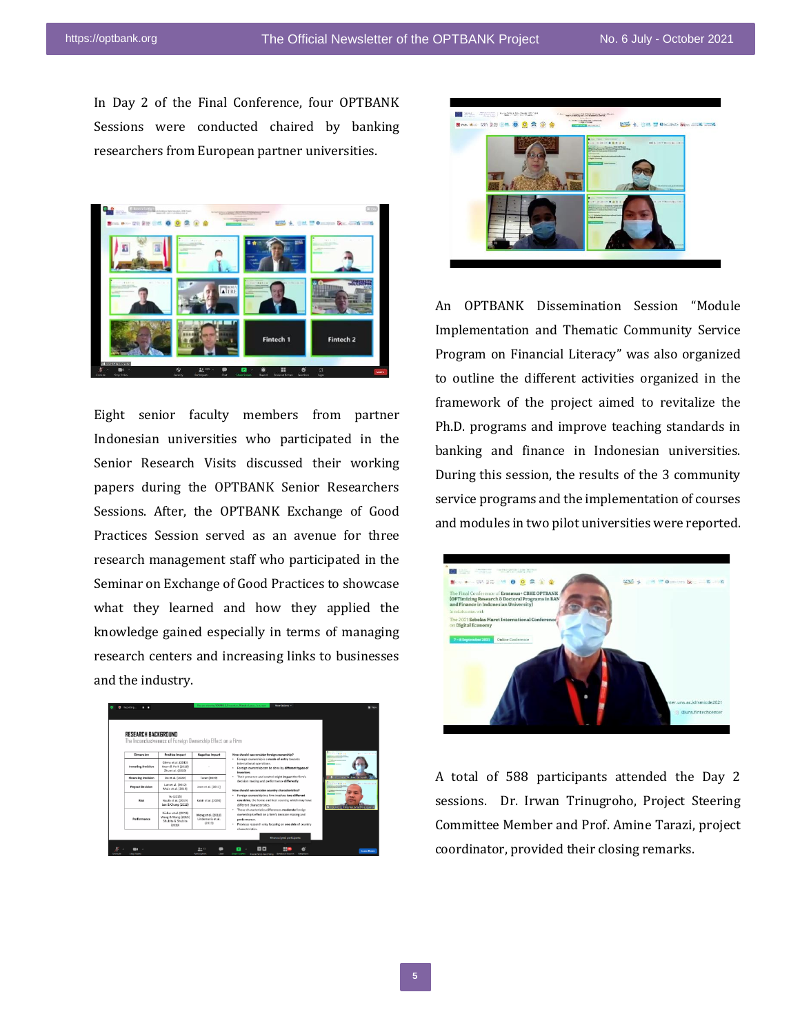In Day 2 of the Final Conference, four OPTBANK Sessions were conducted chaired by banking researchers from European partner universities.

Eight senior faculty members from partner Indonesian universities who participated in the Senior Research Visits discussed their working papers during the OPTBANK Senior Researchers Sessions. After, the OPTBANK Exchange of Good Practices Session served as an avenue for three research management staff who participated in the Seminar on Exchange of Good Practices to showcase what they learned and how they applied the knowledge gained especially in terms of managing research centers and increasing links to businesses and the industry.

An OPTBANK Dissemination Session "Module Implementation and Thematic Community Service Program on Financial Literacy" was also organized to outline the different activities organized in the framework of the project aimed to revitalize the Ph.D. programs and improve teaching standards in banking and finance in Indonesian universities. During this session, the results of the 3 community service programs and the implementation of courses and modules in two pilot universities were reported.

A total of 588 participants attended the Day 2 sessions. Dr. Irwan Trinugroho, Project Steering Committee Member and Prof. Amine Tarazi, project coordinator, provided their closing remarks.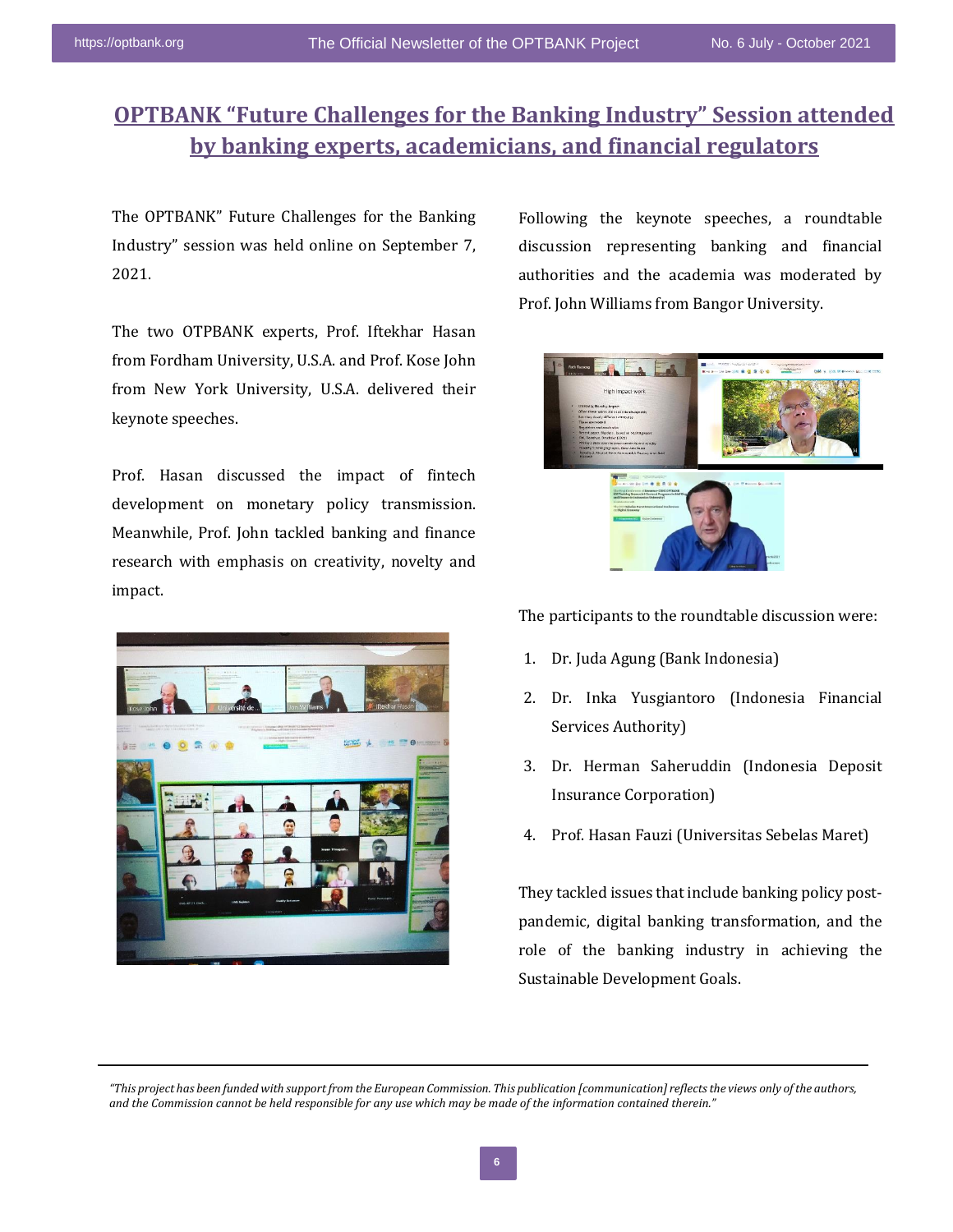# OPTBANK "Future Challenges for the Banking Industry" Session attended by banking experts, academicians, and financial regulators

The OPTBANK" Future Challenges for the Banking Industry" session was held online on September 7, 2021.

The two OTPBANK experts, Prof. Iftekhar Hasan from Fordham University, U.S.A. and Prof. Kose John from New York University, U.S.A. delivered their keynote speeches.

Prof. Hasan discussed the impact of fintech development on monetary policy transmission. Meanwhile, Prof. John tackled banking and finance research with emphasis on creativity, novelty and impact.

Following the keynote speeches, a roundtable discussion representing banking and financial authorities and the academia was moderated by Prof. John Williams from Bangor University.

The participants to the roundtable discussion were:

1. Dr. Juda Agung (Bank Indonesia)
2. Dr. Inka Yusgiantoro (Indonesia Financial Services Authority)
3. Dr. Herman Saheruddin (Indonesia Deposit Insurance Corporation)
4. Prof. Hasan Fauzi (Universitas Sebelas Maret)

They tackled issues that include banking policy post-pandemic, digital banking transformation, and the role of the banking industry in achieving the Sustainable Development Goals.

---

*"This project has been funded with support from the European Commission. This publication [communication] reflects the views only of the authors, and the Commission cannot be held responsible for any use which may be made of the information contained therein."*